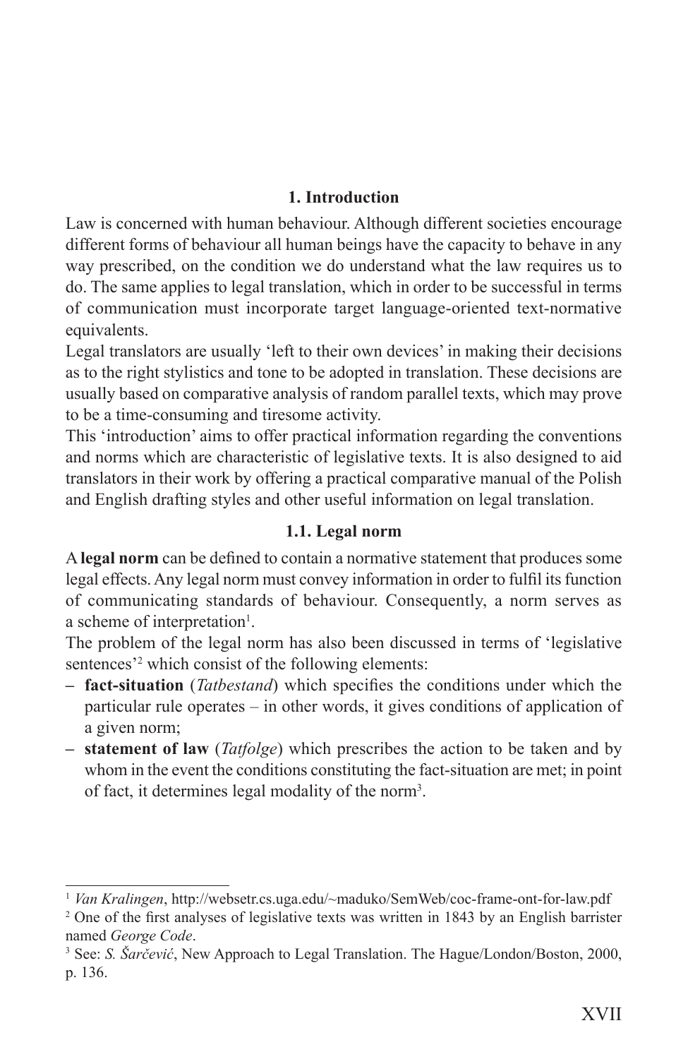## 1. Introduction

Law is concerned with human behaviour. Although different societies encourage different forms of behaviour all human beings have the capacity to behave in any way prescribed, on the condition we do understand what the law requires us to do. The same applies to legal translation, which in order to be successful in terms of communication must incorporate target language-oriented text-normative equivalents.

Legal translators are usually 'left to their own devices' in making their decisions as to the right stylistics and tone to be adopted in translation. These decisions are usually based on comparative analysis of random parallel texts, which may prove to be a time-consuming and tiresome activity.

This 'introduction' aims to offer practical information regarding the conventions and norms which are characteristic of legislative texts. It is also designed to aid translators in their work by offering a practical comparative manual of the Polish and English drafting styles and other useful information on legal translation.

### 1.1. Legal norm

A **legal norm** can be defined to contain a normative statement that produces some legal effects. Any legal norm must convey information in order to fulfil its function of communicating standards of behaviour. Consequently, a norm serves as a scheme of interpretation[1].

The problem of the legal norm has also been discussed in terms of 'legislative sentences'[2] which consist of the following elements:

– **fact-situation** (*Tatbestand*) which specifies the conditions under which the particular rule operates – in other words, it gives conditions of application of a given norm;
– **statement of law** (*Tatfolge*) which prescribes the action to be taken and by whom in the event the conditions constituting the fact-situation are met; in point of fact, it determines legal modality of the norm[3].

---

[1] *Van Kralingen*, http://websetr.cs.uga.edu/~maduko/SemWeb/coc-frame-ont-for-law.pdf

[2] One of the first analyses of legislative texts was written in 1843 by an English barrister named *George Code*.

[3] See: *S. Šarčević*, New Approach to Legal Translation. The Hague/London/Boston, 2000, p. 136.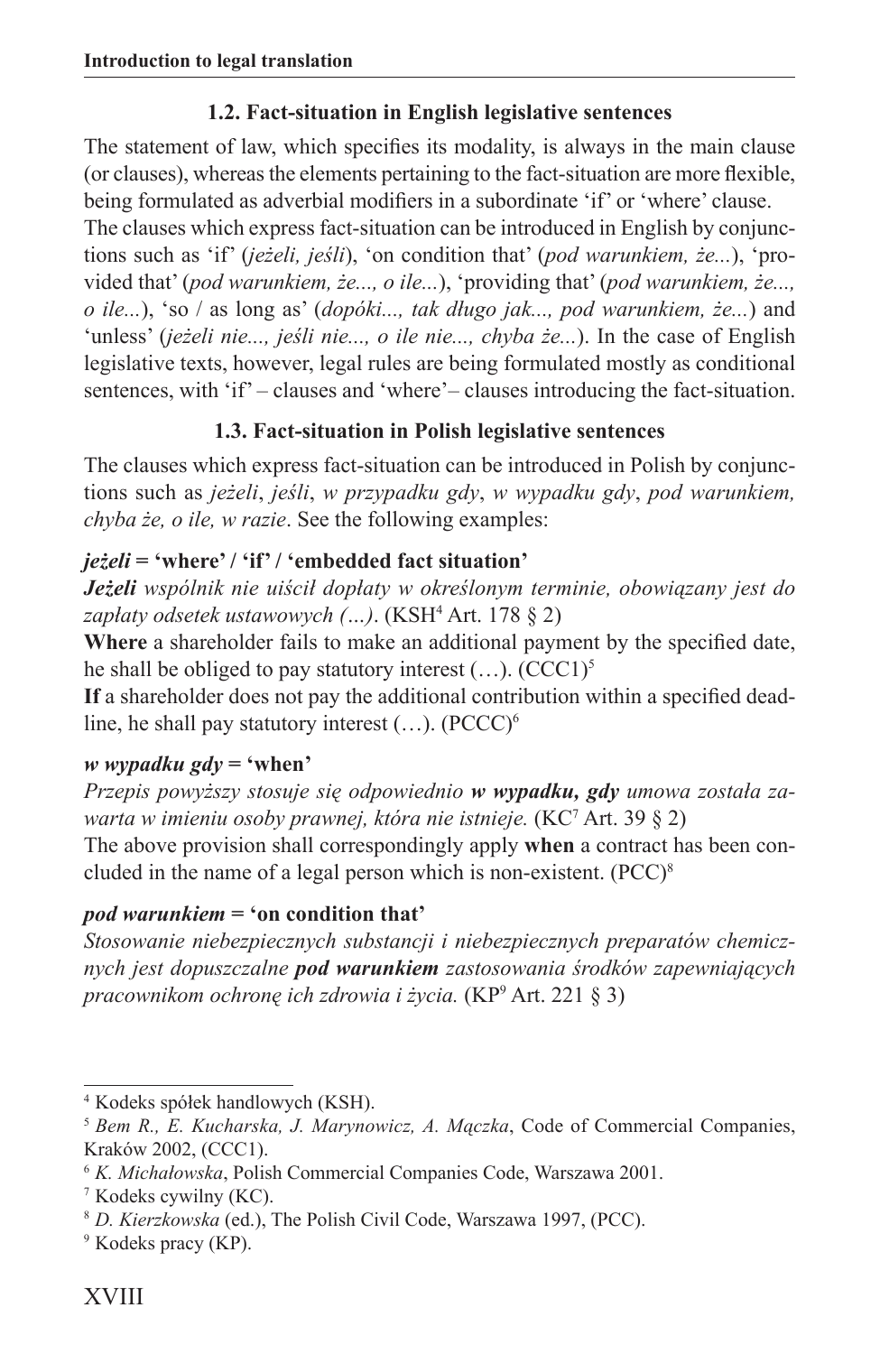### 1.2. Fact-situation in English legislative sentences

The statement of law, which specifies its modality, is always in the main clause (or clauses), whereas the elements pertaining to the fact-situation are more flexible, being formulated as adverbial modifiers in a subordinate 'if' or 'where' clause.

The clauses which express fact-situation can be introduced in English by conjunctions such as 'if' (*jeżeli, jeśli*), 'on condition that' (*pod warunkiem, że...*), 'provided that' (*pod warunkiem, że..., o ile...*), 'providing that' (*pod warunkiem, że..., o ile...*), 'so / as long as' (*dopóki..., tak długo jak..., pod warunkiem, że...*) and 'unless' (*jeżeli nie..., jeśli nie..., o ile nie..., chyba że...*). In the case of English legislative texts, however, legal rules are being formulated mostly as conditional sentences, with 'if' – clauses and 'where'– clauses introducing the fact-situation.

### 1.3. Fact-situation in Polish legislative sentences

The clauses which express fact-situation can be introduced in Polish by conjunctions such as *jeżeli*, *jeśli*, *w przypadku gdy*, *w wypadku gdy*, *pod warunkiem, chyba że, o ile, w razie*. See the following examples:

***jeżeli*** **= 'where' / 'if' / 'embedded fact situation'**

***Jeżeli*** *wspólnik nie uiścił dopłaty w określonym terminie, obowiązany jest do zapłaty odsetek ustawowych (...).* (KSH[4] Art. 178 § 2)

**Where** a shareholder fails to make an additional payment by the specified date, he shall be obliged to pay statutory interest (…). (CCC1)[5]

**If** a shareholder does not pay the additional contribution within a specified deadline, he shall pay statutory interest (…). (PCCC)[6]

***w wypadku gdy*** **= 'when'**

*Przepis powyższy stosuje się odpowiednio* ***w wypadku, gdy*** *umowa została zawarta w imieniu osoby prawnej, która nie istnieje.* (KC[7] Art. 39 § 2)

The above provision shall correspondingly apply **when** a contract has been concluded in the name of a legal person which is non-existent. (PCC)[8]

***pod warunkiem*** **= 'on condition that'**

*Stosowanie niebezpiecznych substancji i niebezpiecznych preparatów chemicznych jest dopuszczalne* ***pod warunkiem*** *zastosowania środków zapewniających pracownikom ochronę ich zdrowia i życia.* (KP[9] Art. 221 § 3)

---

[4] Kodeks spółek handlowych (KSH).

[5] *Bem R., E. Kucharska, J. Marynowicz, A. Mączka*, Code of Commercial Companies, Kraków 2002, (CCC1).

[6] *K. Michałowska*, Polish Commercial Companies Code, Warszawa 2001.

[7] Kodeks cywilny (KC).

[8] *D. Kierzkowska* (ed.), The Polish Civil Code, Warszawa 1997, (PCC).

[9] Kodeks pracy (KP).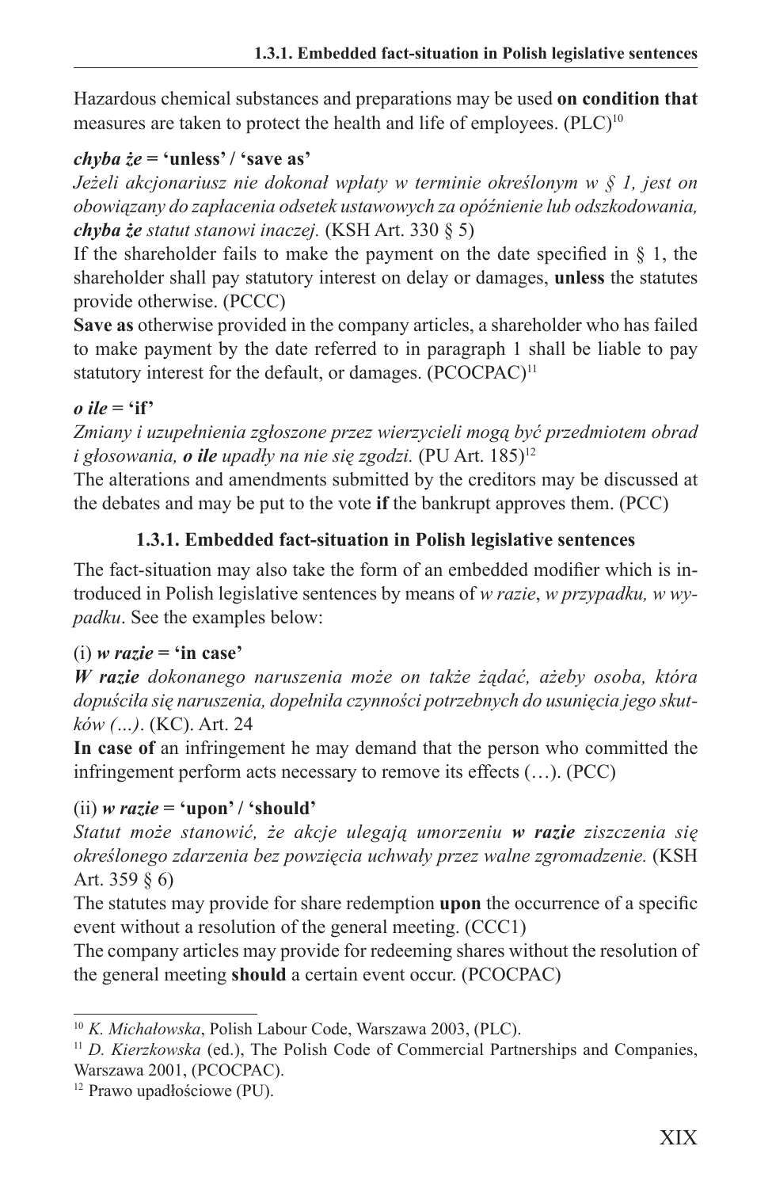Hazardous chemical substances and preparations may be used **on condition that** measures are taken to protect the health and life of employees. (PLC)[10]

***chyba że* = 'unless' / 'save as'**

*Jeżeli akcjonariusz nie dokonał wpłaty w terminie określonym w § 1, jest on obowiązany do zapłacenia odsetek ustawowych za opóźnienie lub odszkodowania, **chyba że** statut stanowi inaczej.* (KSH Art. 330 § 5)

If the shareholder fails to make the payment on the date specified in § 1, the shareholder shall pay statutory interest on delay or damages, **unless** the statutes provide otherwise. (PCCC)

**Save as** otherwise provided in the company articles, a shareholder who has failed to make payment by the date referred to in paragraph 1 shall be liable to pay statutory interest for the default, or damages. (PCOCPAC)[11]

***o ile* = 'if'**

*Zmiany i uzupełnienia zgłoszone przez wierzycieli mogą być przedmiotem obrad i głosowania, **o ile** upadły na nie się zgodzi.* (PU Art. 185)[12]

The alterations and amendments submitted by the creditors may be discussed at the debates and may be put to the vote **if** the bankrupt approves them. (PCC)

### 1.3.1. Embedded fact-situation in Polish legislative sentences

The fact-situation may also take the form of an embedded modifier which is introduced in Polish legislative sentences by means of *w razie*, *w przypadku, w wypadku*. See the examples below:

**(i) *w razie* = 'in case'**

***W razie** dokonanego naruszenia może on także żądać, ażeby osoba, która dopuściła się naruszenia, dopełniła czynności potrzebnych do usunięcia jego skutków (…)*. (KC). Art. 24

**In case of** an infringement he may demand that the person who committed the infringement perform acts necessary to remove its effects (…). (PCC)

**(ii) *w razie* = 'upon' / 'should'**

*Statut może stanowić, że akcje ulegają umorzeniu **w razie** ziszczenia się określonego zdarzenia bez powzięcia uchwały przez walne zgromadzenie.* (KSH Art. 359 § 6)

The statutes may provide for share redemption **upon** the occurrence of a specific event without a resolution of the general meeting. (CCC1)

The company articles may provide for redeeming shares without the resolution of the general meeting **should** a certain event occur. (PCOCPAC)

---

[10] *K. Michałowska*, Polish Labour Code, Warszawa 2003, (PLC).

[11] *D. Kierzkowska* (ed.), The Polish Code of Commercial Partnerships and Companies, Warszawa 2001, (PCOCPAC).

[12] Prawo upadłościowe (PU).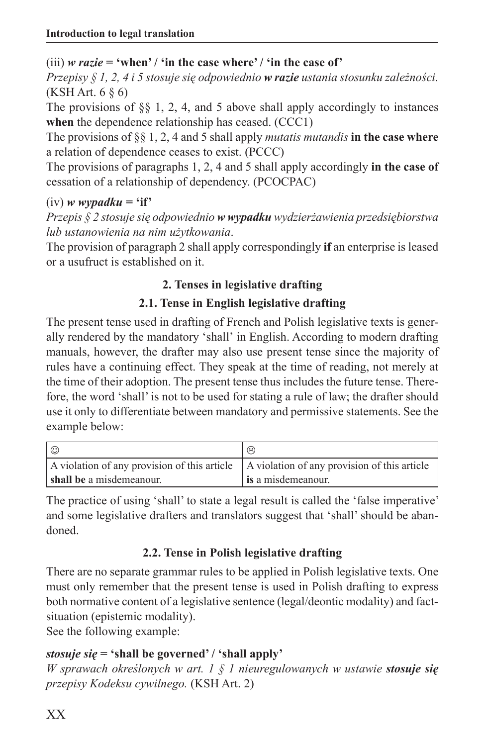(iii) ***w razie* = 'when' / 'in the case where' / 'in the case of'**

*Przepisy § 1, 2, 4 i 5 stosuje się odpowiednio **w razie** ustania stosunku zależności.* (KSH Art. 6 § 6)

The provisions of §§ 1, 2, 4, and 5 above shall apply accordingly to instances **when** the dependence relationship has ceased. (CCC1)

The provisions of §§ 1, 2, 4 and 5 shall apply *mutatis mutandis* **in the case where** a relation of dependence ceases to exist. (PCCC)

The provisions of paragraphs 1, 2, 4 and 5 shall apply accordingly **in the case of** cessation of a relationship of dependency. (PCOCPAC)

(iv) ***w wypadku* = 'if'**

*Przepis § 2 stosuje się odpowiednio **w wypadku** wydzierżawienia przedsiębiorstwa lub ustanowienia na nim użytkowania*.

The provision of paragraph 2 shall apply correspondingly **if** an enterprise is leased or a usufruct is established on it.

## 2. Tenses in legislative drafting

### 2.1. Tense in English legislative drafting

The present tense used in drafting of French and Polish legislative texts is generally rendered by the mandatory 'shall' in English. According to modern drafting manuals, however, the drafter may also use present tense since the majority of rules have a continuing effect. They speak at the time of reading, not merely at the time of their adoption. The present tense thus includes the future tense. Therefore, the word 'shall' is not to be used for stating a rule of law; the drafter should use it only to differentiate between mandatory and permissive statements. See the example below:

| ☺ | ☹ |
|---|---|
| A violation of any provision of this article **shall be** a misdemeanour. | A violation of any provision of this article **is** a misdemeanour. |

The practice of using 'shall' to state a legal result is called the 'false imperative' and some legislative drafters and translators suggest that 'shall' should be abandoned.

### 2.2. Tense in Polish legislative drafting

There are no separate grammar rules to be applied in Polish legislative texts. One must only remember that the present tense is used in Polish drafting to express both normative content of a legislative sentence (legal/deontic modality) and fact-situation (epistemic modality).

See the following example:

***stosuje się* = 'shall be governed' / 'shall apply'**

*W sprawach określonych w art. 1 § 1 nieuregulowanych w ustawie **stosuje się** przepisy Kodeksu cywilnego.* (KSH Art. 2)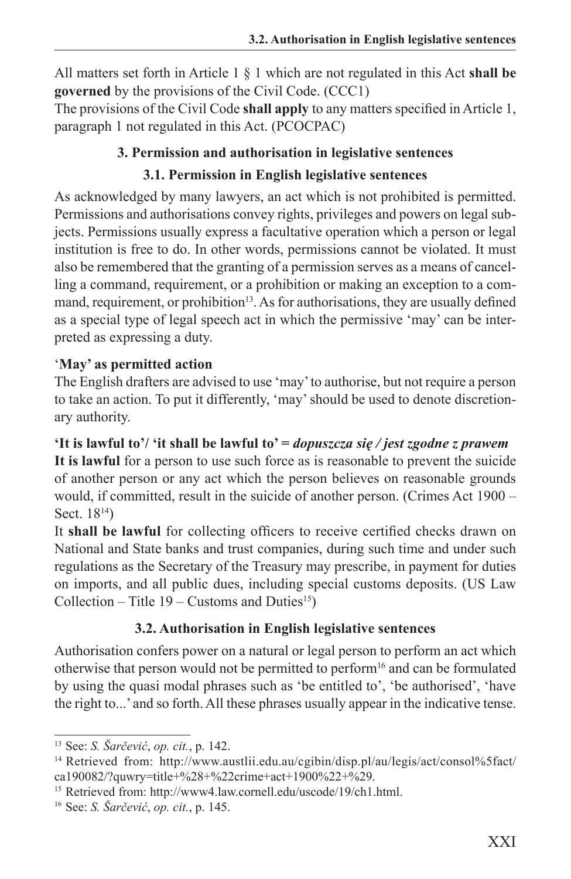All matters set forth in Article 1 § 1 which are not regulated in this Act **shall be governed** by the provisions of the Civil Code. (CCC1)
The provisions of the Civil Code **shall apply** to any matters specified in Article 1, paragraph 1 not regulated in this Act. (PCOCPAC)

## 3. Permission and authorisation in legislative sentences

### 3.1. Permission in English legislative sentences

As acknowledged by many lawyers, an act which is not prohibited is permitted. Permissions and authorisations convey rights, privileges and powers on legal subjects. Permissions usually express a facultative operation which a person or legal institution is free to do. In other words, permissions cannot be violated. It must also be remembered that the granting of a permission serves as a means of cancelling a command, requirement, or a prohibition or making an exception to a command, requirement, or prohibition[13]. As for authorisations, they are usually defined as a special type of legal speech act in which the permissive 'may' can be interpreted as expressing a duty.

**'May' as permitted action**
The English drafters are advised to use 'may' to authorise, but not require a person to take an action. To put it differently, 'may' should be used to denote discretionary authority.

**'It is lawful to'/ 'it shall be lawful to' =** ***dopuszcza się / jest zgodne z prawem***
**It is lawful** for a person to use such force as is reasonable to prevent the suicide of another person or any act which the person believes on reasonable grounds would, if committed, result in the suicide of another person. (Crimes Act 1900 – Sect. 18[14])
It **shall be lawful** for collecting officers to receive certified checks drawn on National and State banks and trust companies, during such time and under such regulations as the Secretary of the Treasury may prescribe, in payment for duties on imports, and all public dues, including special customs deposits. (US Law Collection – Title 19 – Customs and Duties[15])

### 3.2. Authorisation in English legislative sentences

Authorisation confers power on a natural or legal person to perform an act which otherwise that person would not be permitted to perform[16] and can be formulated by using the quasi modal phrases such as 'be entitled to', 'be authorised', 'have the right to...' and so forth. All these phrases usually appear in the indicative tense.

---

[13] See: *S. Šarčević*, *op. cit.*, p. 142.
[14] Retrieved from: http://www.austlii.edu.au/cgibin/disp.pl/au/legis/act/consol%5fact/ca190082/?quwry=title+%28+%22crime+act+1900%22+%29.
[15] Retrieved from: http://www4.law.cornell.edu/uscode/19/ch1.html.
[16] See: *S. Šarčević*, *op. cit.*, p. 145.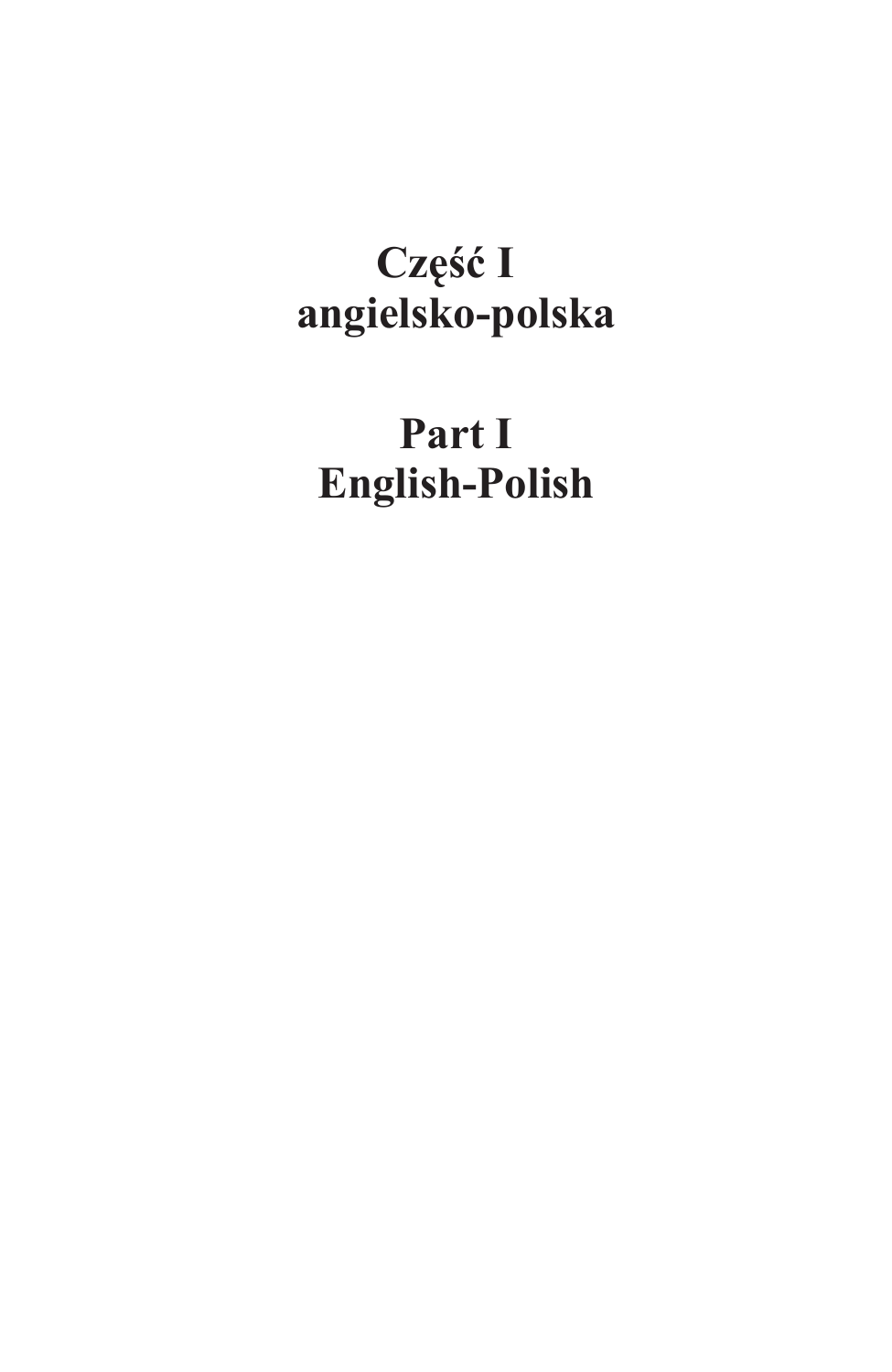# Część I
# angielsko-polska

# Part I
# English-Polish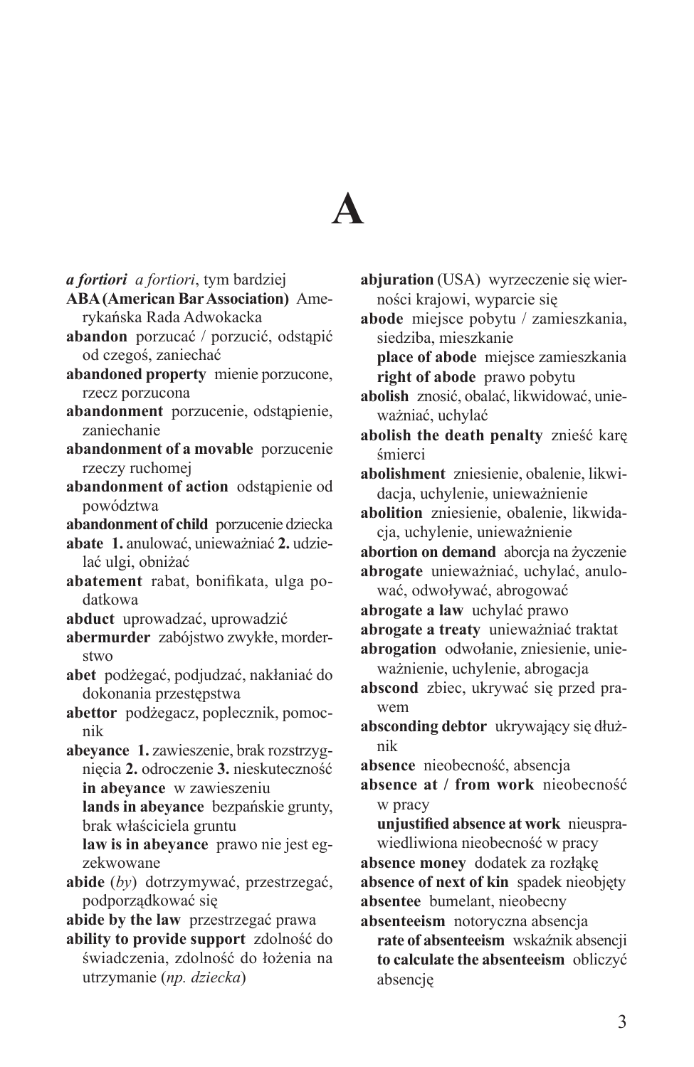# A

***a fortiori*** *a fortiori*, tym bardziej

**ABA (American Bar Association)** Amerykańska Rada Adwokacka

**abandon** porzucać / porzucić, odstąpić od czegoś, zaniechać

**abandoned property** mienie porzucone, rzecz porzucona

**abandonment** porzucenie, odstąpienie, zaniechanie

**abandonment of a movable** porzucenie rzeczy ruchomej

**abandonment of action** odstąpienie od powództwa

**abandonment of child** porzucenie dziecka

**abate** **1.** anulować, unieważniać **2.** udzielać ulgi, obniżać

**abatement** rabat, bonifikata, ulga podatkowa

**abduct** uprowadzać, uprowadzić

**abermurder** zabójstwo zwykłe, morderstwo

**abet** podżegać, podjudzać, nakłaniać do dokonania przestępstwa

**abettor** podżegacz, poplecznik, pomocnik

**abeyance** **1.** zawieszenie, brak rozstrzygnięcia **2.** odroczenie **3.** nieskuteczność

**in abeyance** w zawieszeniu

**lands in abeyance** bezpańskie grunty, brak właściciela gruntu

**law is in abeyance** prawo nie jest egzekwowane

**abide** (*by*) dotrzymywać, przestrzegać, podporządkować się

**abide by the law** przestrzegać prawa

**ability to provide support** zdolność do świadczenia, zdolność do łożenia na utrzymanie (*np. dziecka*)

**abjuration** (USA) wyrzeczenie się wierności krajowi, wyparcie się

**abode** miejsce pobytu / zamieszkania, siedziba, mieszkanie

**place of abode** miejsce zamieszkania

**right of abode** prawo pobytu

**abolish** znosić, obalać, likwidować, unieważniać, uchylać

**abolish the death penalty** znieść karę śmierci

**abolishment** zniesienie, obalenie, likwidacja, uchylenie, unieważnienie

**abolition** zniesienie, obalenie, likwidacja, uchylenie, unieważnienie

**abortion on demand** aborcja na życzenie

**abrogate** unieważniać, uchylać, anulować, odwoływać, abrogować

**abrogate a law** uchylać prawo

**abrogate a treaty** unieważniać traktat

**abrogation** odwołanie, zniesienie, unieważnienie, uchylenie, abrogacja

**abscond** zbiec, ukrywać się przed prawem

**absconding debtor** ukrywający się dłużnik

**absence** nieobecność, absencja

**absence at / from work** nieobecność w pracy

**unjustified absence at work** nieusprawiedliwiona nieobecność w pracy

**absence money** dodatek za rozłąkę

**absence of next of kin** spadek nieobjęty

**absentee** bumelant, nieobecny

**absenteeism** notoryczna absencja

**rate of absenteeism** wskaźnik absencji

**to calculate the absenteeism** obliczyć absencję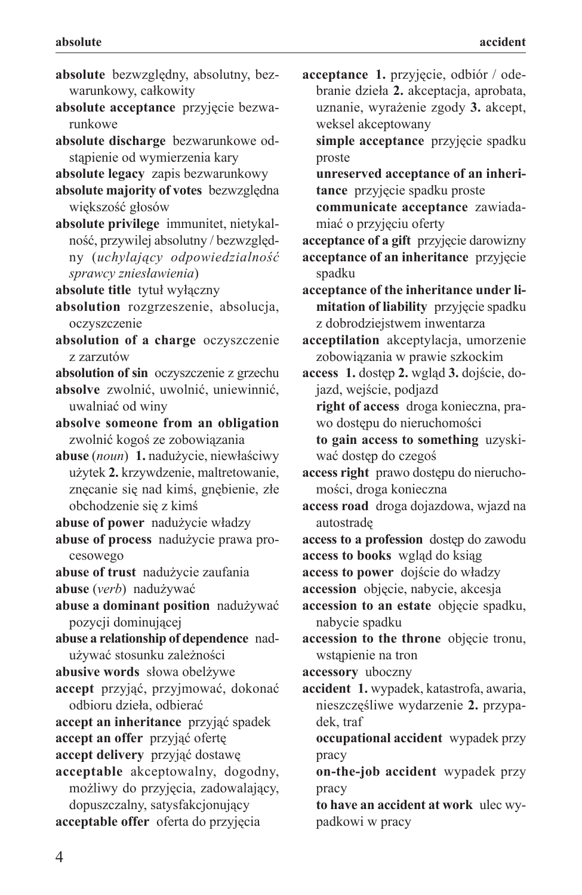**absolute** bezwzględny, absolutny, bezwarunkowy, całkowity

**absolute acceptance** przyjęcie bezwarunkowe

**absolute discharge** bezwarunkowe odstąpienie od wymierzenia kary

**absolute legacy** zapis bezwarunkowy

**absolute majority of votes** bezwzględna większość głosów

**absolute privilege** immunitet, nietykalność, przywilej absolutny / bezwzględny (*uchylający odpowiedzialność sprawcy zniesławienia*)

**absolute title** tytuł wyłączny

**absolution** rozgrzeszenie, absolucja, oczyszczenie

**absolution of a charge** oczyszczenie z zarzutów

**absolution of sin** oczyszczenie z grzechu

**absolve** zwolnić, uwolnić, uniewinnić, uwalniać od winy

**absolve someone from an obligation** zwolnić kogoś ze zobowiązania

**abuse** (*noun*) **1.** nadużycie, niewłaściwy użytek **2.** krzywdzenie, maltretowanie, znęcanie się nad kimś, gnębienie, złe obchodzenie się z kimś

**abuse of power** nadużycie władzy

**abuse of process** nadużycie prawa procesowego

**abuse of trust** nadużycie zaufania

**abuse** (*verb*) nadużywać

**abuse a dominant position** nadużywać pozycji dominującej

**abuse a relationship of dependence** nadużywać stosunku zależności

**abusive words** słowa obelżywe

**accept** przyjąć, przyjmować, dokonać odbioru dzieła, odbierać

**accept an inheritance** przyjąć spadek

**accept an offer** przyjąć ofertę

**accept delivery** przyjąć dostawę

**acceptable** akceptowalny, dogodny, możliwy do przyjęcia, zadowalający, dopuszczalny, satysfakcjonujący

**acceptable offer** oferta do przyjęcia

**acceptance** **1.** przyjęcie, odbiór / odebranie dzieła **2.** akceptacja, aprobata, uznanie, wyrażenie zgody **3.** akcept, weksel akceptowany

**simple acceptance** przyjęcie spadku proste

**unreserved acceptance of an inheritance** przyjęcie spadku proste

**communicate acceptance** zawiadamiać o przyjęciu oferty

**acceptance of a gift** przyjęcie darowizny

**acceptance of an inheritance** przyjęcie spadku

**acceptance of the inheritance under limitation of liability** przyjęcie spadku z dobrodziejstwem inwentarza

**acceptilation** akceptylacja, umorzenie zobowiązania w prawie szkockim

**access** **1.** dostęp **2.** wgląd **3.** dojście, dojazd, wejście, podjazd

**right of access** droga konieczna, prawo dostępu do nieruchomości

**to gain access to something** uzyskiwać dostęp do czegoś

**access right** prawo dostępu do nieruchomości, droga konieczna

**access road** droga dojazdowa, wjazd na autostradę

**access to a profession** dostęp do zawodu

**access to books** wgląd do ksiąg

**access to power** dojście do władzy

**accession** objęcie, nabycie, akcesja

**accession to an estate** objęcie spadku, nabycie spadku

**accession to the throne** objęcie tronu, wstąpienie na tron

**accessory** uboczny

**accident** **1.** wypadek, katastrofa, awaria, nieszczęśliwe wydarzenie **2.** przypadek, traf

**occupational accident** wypadek przy pracy

**on-the-job accident** wypadek przy pracy

**to have an accident at work** ulec wypadkowi w pracy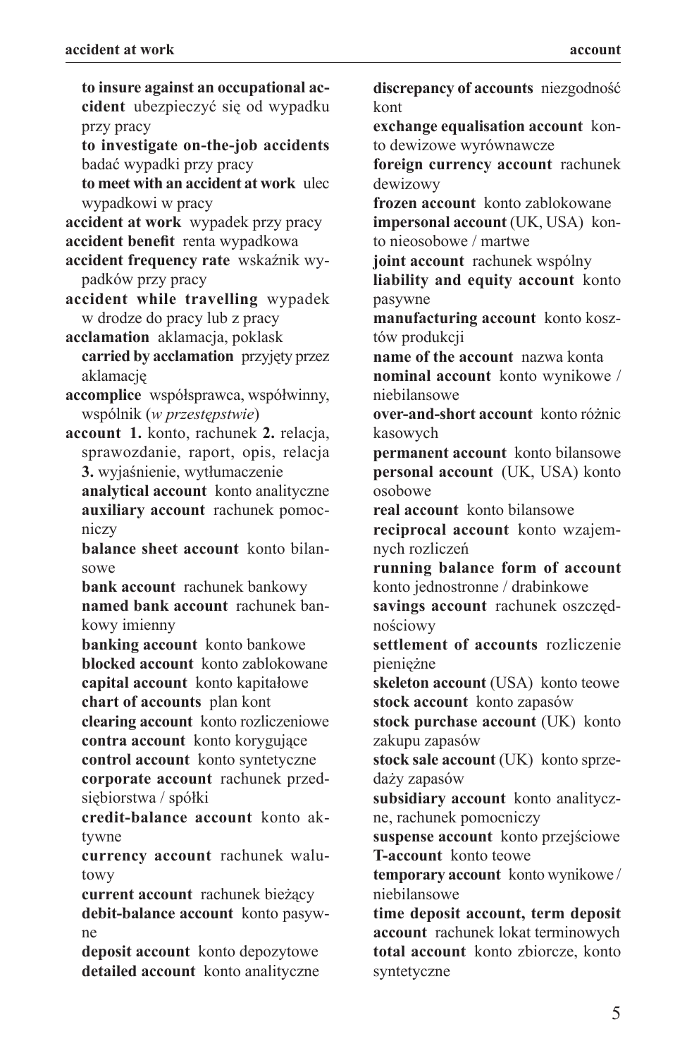**to insure against an occupational accident** ubezpieczyć się od wypadku przy pracy
**to investigate on-the-job accidents** badać wypadki przy pracy
**to meet with an accident at work** ulec wypadkowi w pracy

**accident at work** wypadek przy pracy
**accident benefit** renta wypadkowa
**accident frequency rate** wskaźnik wypadków przy pracy
**accident while travelling** wypadek w drodze do pracy lub z pracy
**acclamation** aklamacja, poklask
**carried by acclamation** przyjęty przez aklamację
**accomplice** współsprawca, współwinny, wspólnik (*w przestępstwie*)
**account** **1.** konto, rachunek **2.** relacja, sprawozdanie, raport, opis, relacja **3.** wyjaśnienie, wytłumaczenie
**analytical account** konto analityczne
**auxiliary account** rachunek pomocniczy
**balance sheet account** konto bilansowe
**bank account** rachunek bankowy
**named bank account** rachunek bankowy imienny
**banking account** konto bankowe
**blocked account** konto zablokowane
**capital account** konto kapitałowe
**chart of accounts** plan kont
**clearing account** konto rozliczeniowe
**contra account** konto korygujące
**control account** konto syntetyczne
**corporate account** rachunek przedsiębiorstwa / spółki
**credit-balance account** konto aktywne
**currency account** rachunek walutowy
**current account** rachunek bieżący
**debit-balance account** konto pasywne
**deposit account** konto depozytowe
**detailed account** konto analityczne
**discrepancy of accounts** niezgodność kont
**exchange equalisation account** konto dewizowe wyrównawcze
**foreign currency account** rachunek dewizowy
**frozen account** konto zablokowane
**impersonal account** (UK, USA) konto nieosobowe / martwe
**joint account** rachunek wspólny
**liability and equity account** konto pasywne
**manufacturing account** konto kosztów produkcji
**name of the account** nazwa konta
**nominal account** konto wynikowe / niebilansowe
**over-and-short account** konto różnic kasowych
**permanent account** konto bilansowe
**personal account** (UK, USA) konto osobowe
**real account** konto bilansowe
**reciprocal account** konto wzajemnych rozliczeń
**running balance form of account** konto jednostronne / drabinkowe
**savings account** rachunek oszczędnościowy
**settlement of accounts** rozliczenie pieniężne
**skeleton account** (USA) konto teowe
**stock account** konto zapasów
**stock purchase account** (UK) konto zakupu zapasów
**stock sale account** (UK) konto sprzedaży zapasów
**subsidiary account** konto analityczne, rachunek pomocniczy
**suspense account** konto przejściowe
**T-account** konto teowe
**temporary account** konto wynikowe / niebilansowe
**time deposit account, term deposit account** rachunek lokat terminowych
**total account** konto zbiorcze, konto syntetyczne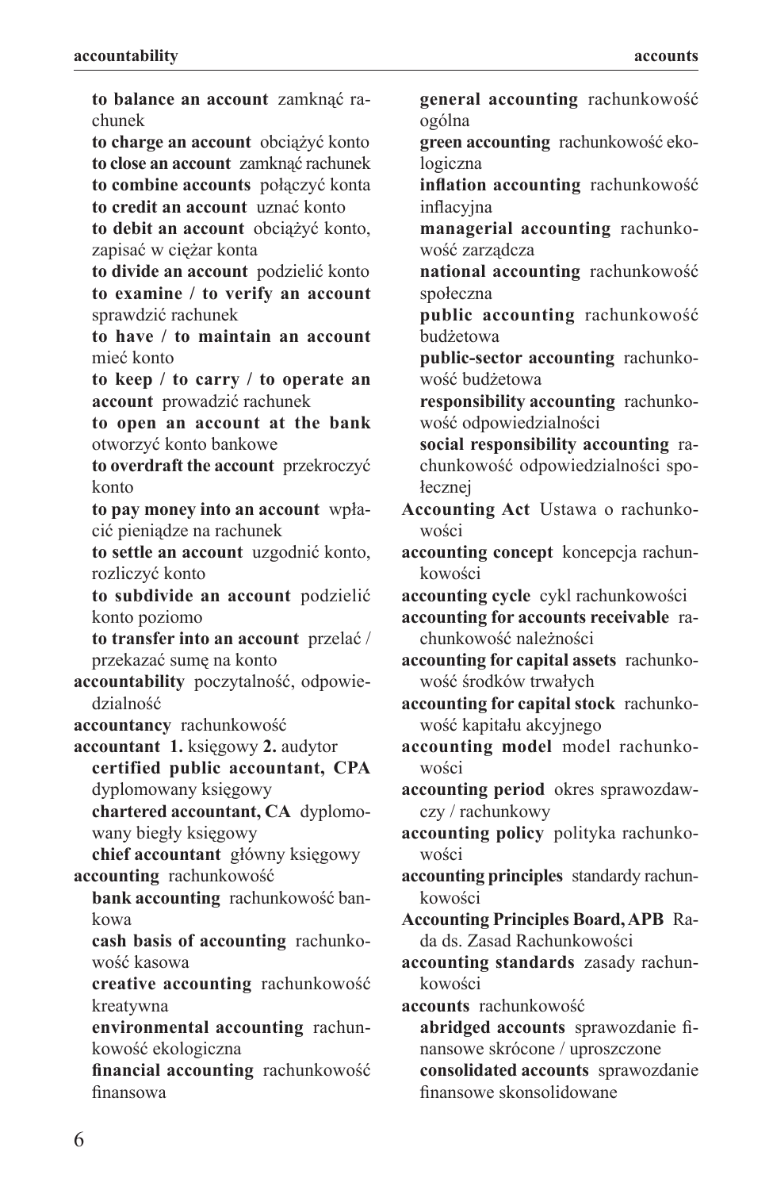**to balance an account** zamknąć rachunek
**to charge an account** obciążyć konto
**to close an account** zamknąć rachunek
**to combine accounts** połączyć konta
**to credit an account** uznać konto
**to debit an account** obciążyć konto, zapisać w ciężar konta
**to divide an account** podzielić konto
**to examine / to verify an account** sprawdzić rachunek
**to have / to maintain an account** mieć konto
**to keep / to carry / to operate an account** prowadzić rachunek
**to open an account at the bank** otworzyć konto bankowe
**to overdraft the account** przekroczyć konto
**to pay money into an account** wpłacić pieniądze na rachunek
**to settle an account** uzgodnić konto, rozliczyć konto
**to subdivide an account** podzielić konto poziomo
**to transfer into an account** przelać / przekazać sumę na konto

**accountability** poczytalność, odpowiedzialność

**accountancy** rachunkowość

**accountant** **1.** księgowy **2.** audytor
**certified public accountant, CPA** dyplomowany księgowy
**chartered accountant, CA** dyplomowany biegły księgowy
**chief accountant** główny księgowy

**accounting** rachunkowość
**bank accounting** rachunkowość bankowa
**cash basis of accounting** rachunkowość kasowa
**creative accounting** rachunkowość kreatywna
**environmental accounting** rachunkowość ekologiczna
**financial accounting** rachunkowość finansowa
**general accounting** rachunkowość ogólna
**green accounting** rachunkowość ekologiczna
**inflation accounting** rachunkowość inflacyjna
**managerial accounting** rachunkowość zarządcza
**national accounting** rachunkowość społeczna
**public accounting** rachunkowość budżetowa
**public-sector accounting** rachunkowość budżetowa
**responsibility accounting** rachunkowość odpowiedzialności
**social responsibility accounting** rachunkowość odpowiedzialności społecznej

**Accounting Act** Ustawa o rachunkowości

**accounting concept** koncepcja rachunkowości

**accounting cycle** cykl rachunkowości

**accounting for accounts receivable** rachunkowość należności

**accounting for capital assets** rachunkowość środków trwałych

**accounting for capital stock** rachunkowość kapitału akcyjnego

**accounting model** model rachunkowości

**accounting period** okres sprawozdawczy / rachunkowy

**accounting policy** polityka rachunkowości

**accounting principles** standardy rachunkowości

**Accounting Principles Board, APB** Rada ds. Zasad Rachunkowości

**accounting standards** zasady rachunkowości

**accounts** rachunkowość
**abridged accounts** sprawozdanie finansowe skrócone / uproszczone
**consolidated accounts** sprawozdanie finansowe skonsolidowane